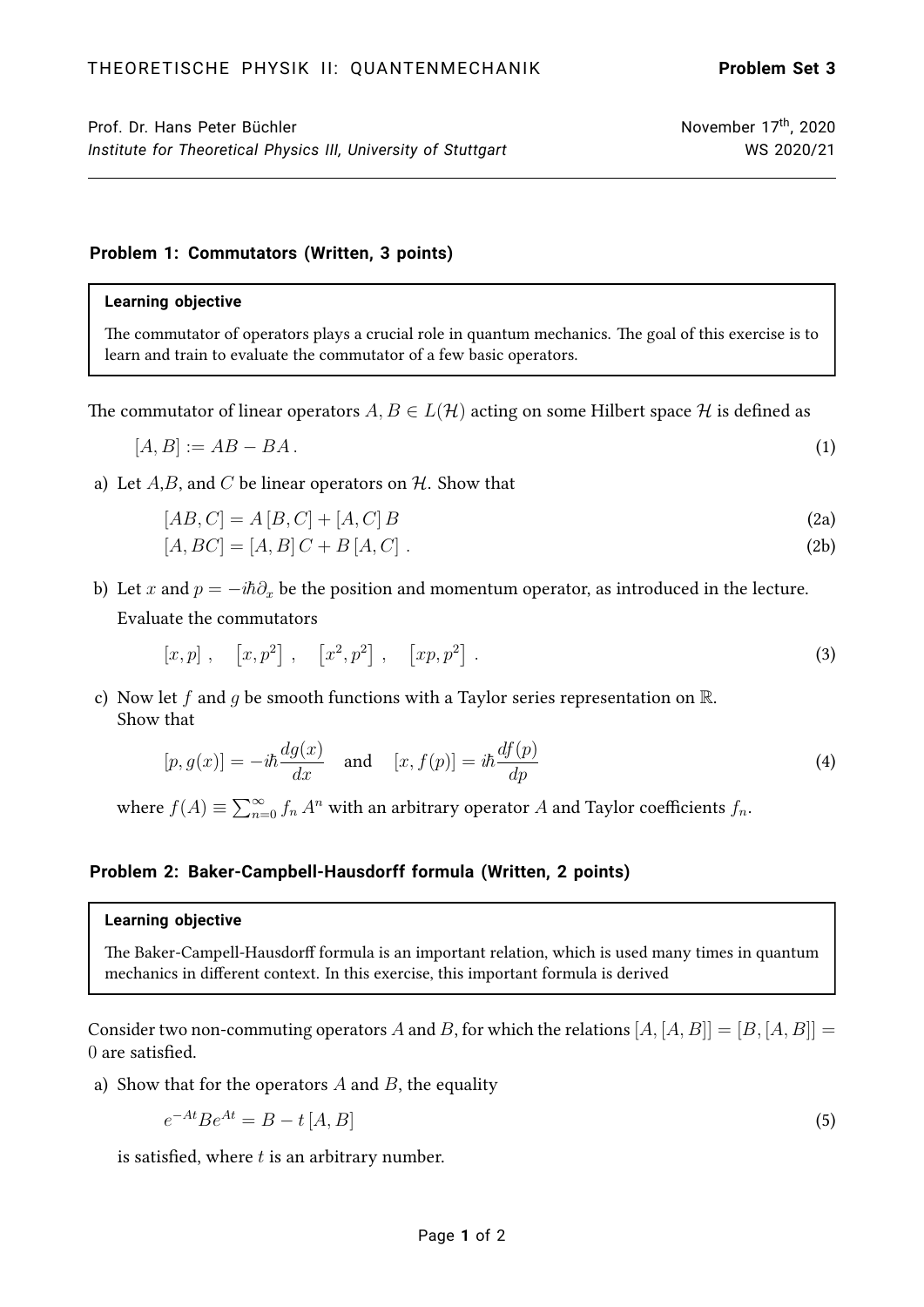THEORETISCHE PHYSIK II: QUANTENMECHANIK **Problem Set 3**

Prof. Dr. Hans Peter Büchler  
*Institute for Theoretical Physics III, University of Stuttgart*

November 17th, 2020  
WS 2020/21

---

### Problem 1: Commutators (Written, 3 points)

> **Learning objective**
>
> The commutator of operators plays a crucial role in quantum mechanics. The goal of this exercise is to learn and train to evaluate the commutator of a few basic operators.

The commutator of linear operators $A, B \in L(\mathcal{H})$ acting on some Hilbert space $\mathcal{H}$ is defined as

$$[A, B] := AB - BA\,. \tag{1}$$

a) Let $A$,$B$, and $C$ be linear operators on $\mathcal{H}$. Show that

$$[AB, C] = A\,[B, C] + [A, C]\,B \tag{2a}$$

$$[A, BC] = [A, B]\,C + B\,[A, C]\,. \tag{2b}$$

b) Let $x$ and $p = -i\hbar\partial_x$ be the position and momentum operator, as introduced in the lecture. Evaluate the commutators

$$[x, p]\,, \quad \left[x, p^2\right]\,, \quad \left[x^2, p^2\right]\,, \quad \left[xp, p^2\right]\,. \tag{3}$$

c) Now let $f$ and $g$ be smooth functions with a Taylor series representation on $\mathbb{R}$. Show that

$$[p, g(x)] = -i\hbar\frac{dg(x)}{dx} \quad \text{and} \quad [x, f(p)] = i\hbar\frac{df(p)}{dp} \tag{4}$$

where $f(A) \equiv \sum_{n=0}^{\infty} f_n\, A^n$ with an arbitrary operator $A$ and Taylor coefficients $f_n$.

### Problem 2: Baker-Campbell-Hausdorff formula (Written, 2 points)

> **Learning objective**
>
> The Baker-Campell-Hausdorff formula is an important relation, which is used many times in quantum mechanics in different context. In this exercise, this important formula is derived

Consider two non-commuting operators $A$ and $B$, for which the relations $[A, [A, B]] = [B, [A, B]] = 0$ are satisfied.

a) Show that for the operators $A$ and $B$, the equality

$$e^{-At}Be^{At} = B - t\,[A, B] \tag{5}$$

is satisfied, where $t$ is an arbitrary number.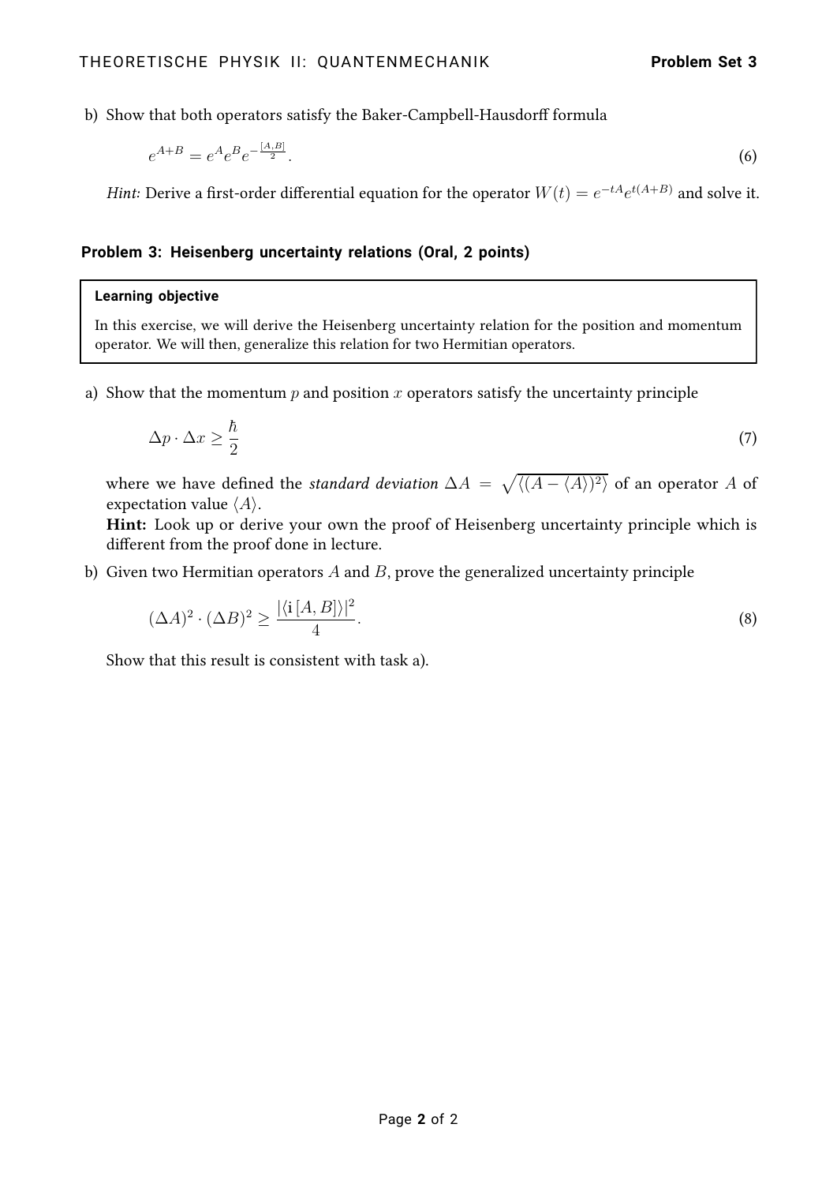b) Show that both operators satisfy the Baker-Campbell-Hausdorff formula

$$e^{A+B} = e^A e^B e^{-\frac{[A,B]}{2}}. \tag{6}$$

*Hint:* Derive a first-order differential equation for the operator $W(t) = e^{-tA}e^{t(A+B)}$ and solve it.

### Problem 3: Heisenberg uncertainty relations (Oral, 2 points)

> **Learning objective**
>
> In this exercise, we will derive the Heisenberg uncertainty relation for the position and momentum operator. We will then, generalize this relation for two Hermitian operators.

a) Show that the momentum $p$ and position $x$ operators satisfy the uncertainty principle

$$\Delta p \cdot \Delta x \geq \frac{\hbar}{2} \tag{7}$$

where we have defined the *standard deviation* $\Delta A = \sqrt{\langle (A - \langle A \rangle)^2 \rangle}$ of an operator $A$ of expectation value $\langle A \rangle$.
**Hint:** Look up or derive your own the proof of Heisenberg uncertainty principle which is different from the proof done in lecture.

b) Given two Hermitian operators $A$ and $B$, prove the generalized uncertainty principle

$$(\Delta A)^2 \cdot (\Delta B)^2 \geq \frac{|\langle \mathrm{i}\,[A,B] \rangle|^2}{4}. \tag{8}$$

Show that this result is consistent with task a).